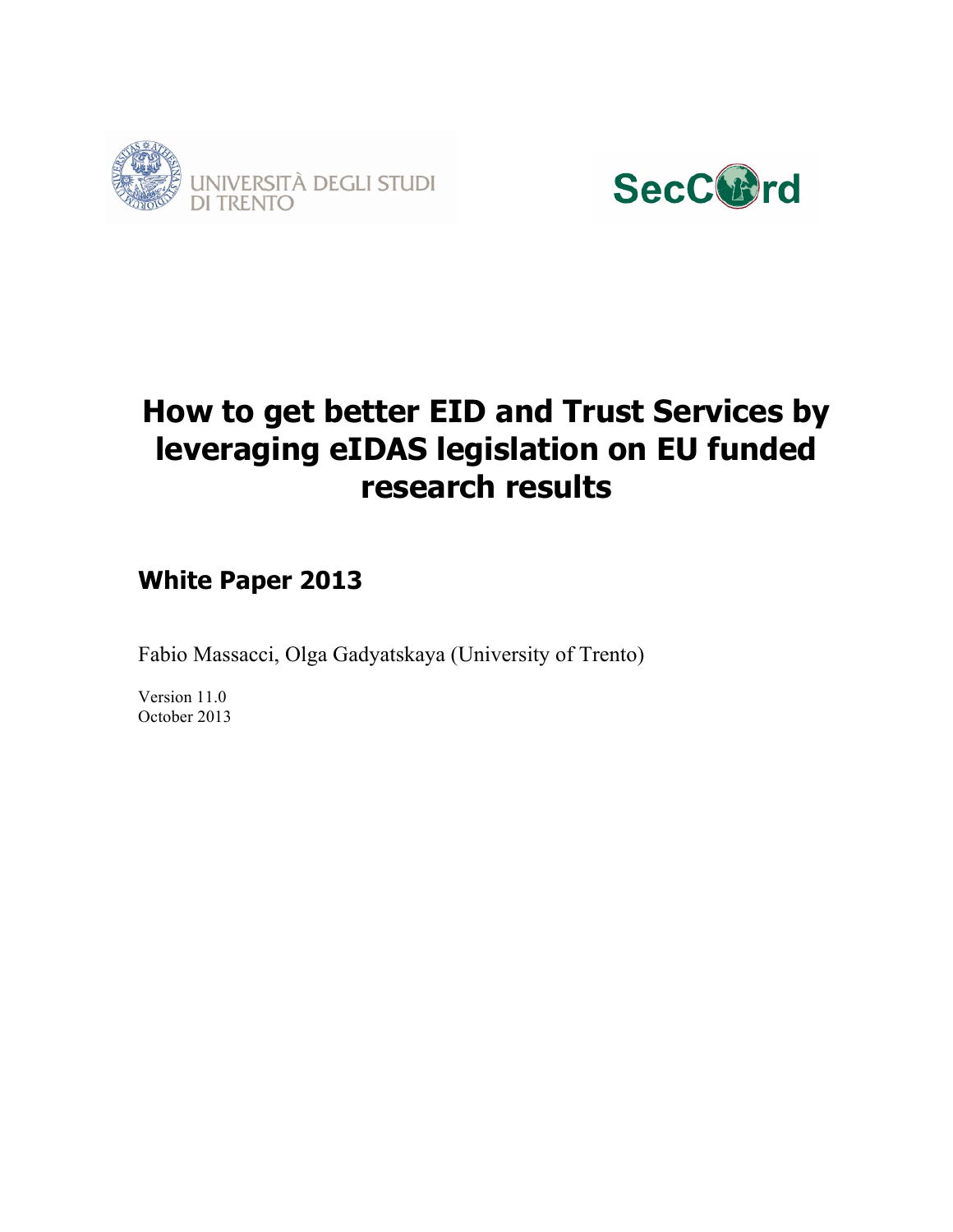# How to get better EID and Trust Services by leveraging eIDAS legislation on EU funded research results

## White Paper 2013

Fabio Massacci, Olga Gadyatskaya (University of Trento)

Version 11.0
October 2013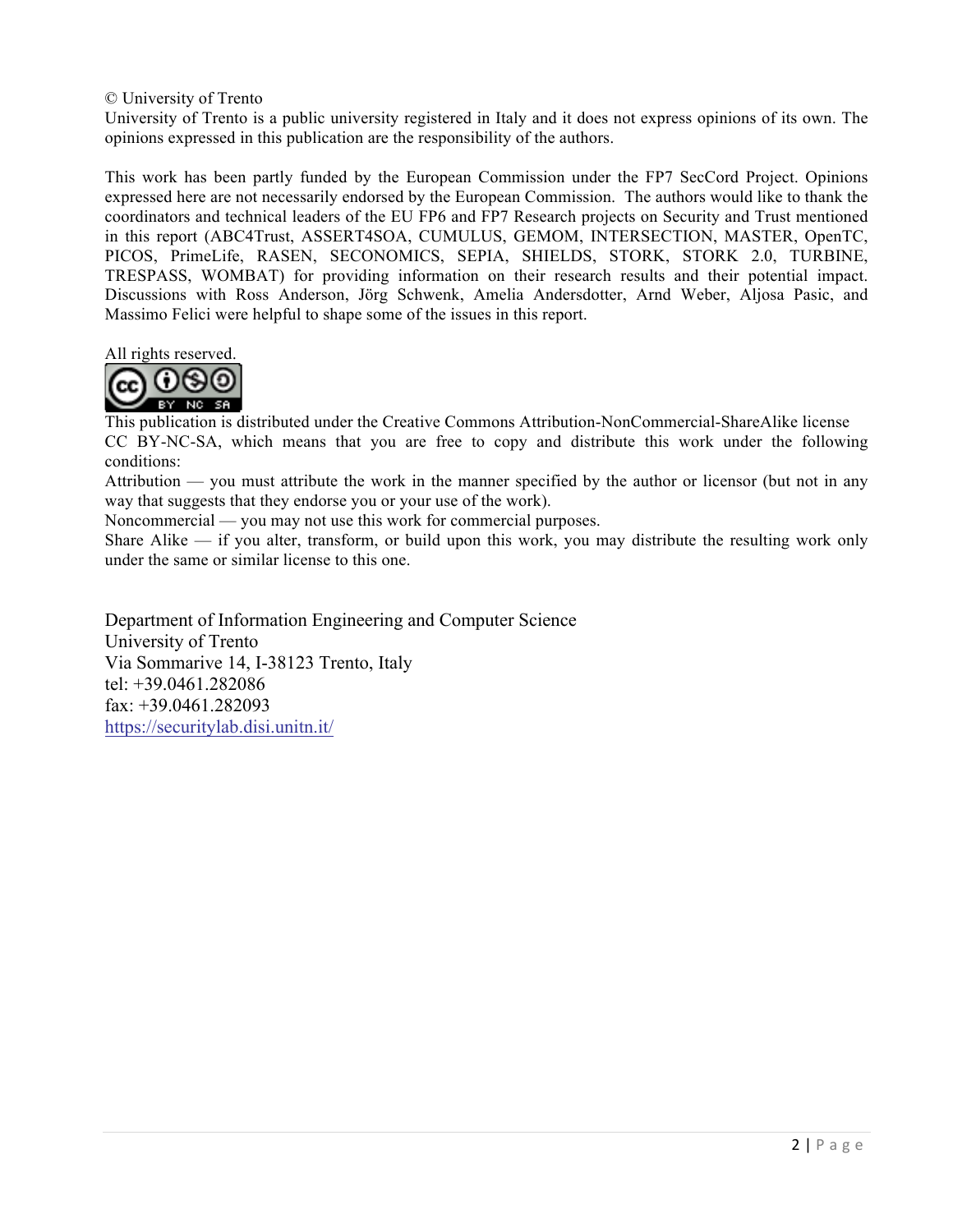© University of Trento
University of Trento is a public university registered in Italy and it does not express opinions of its own. The opinions expressed in this publication are the responsibility of the authors.

This work has been partly funded by the European Commission under the FP7 SecCord Project. Opinions expressed here are not necessarily endorsed by the European Commission. The authors would like to thank the coordinators and technical leaders of the EU FP6 and FP7 Research projects on Security and Trust mentioned in this report (ABC4Trust, ASSERT4SOA, CUMULUS, GEMOM, INTERSECTION, MASTER, OpenTC, PICOS, PrimeLife, RASEN, SECONOMICS, SEPIA, SHIELDS, STORK, STORK 2.0, TURBINE, TRESPASS, WOMBAT) for providing information on their research results and their potential impact. Discussions with Ross Anderson, Jörg Schwenk, Amelia Andersdotter, Arnd Weber, Aljosa Pasic, and Massimo Felici were helpful to shape some of the issues in this report.

All rights reserved.

This publication is distributed under the Creative Commons Attribution-NonCommercial-ShareAlike license CC BY-NC-SA, which means that you are free to copy and distribute this work under the following conditions:
Attribution — you must attribute the work in the manner specified by the author or licensor (but not in any way that suggests that they endorse you or your use of the work).
Noncommercial — you may not use this work for commercial purposes.
Share Alike — if you alter, transform, or build upon this work, you may distribute the resulting work only under the same or similar license to this one.

Department of Information Engineering and Computer Science
University of Trento
Via Sommarive 14, I-38123 Trento, Italy
tel: +39.0461.282086
fax: +39.0461.282093
https://securitylab.disi.unitn.it/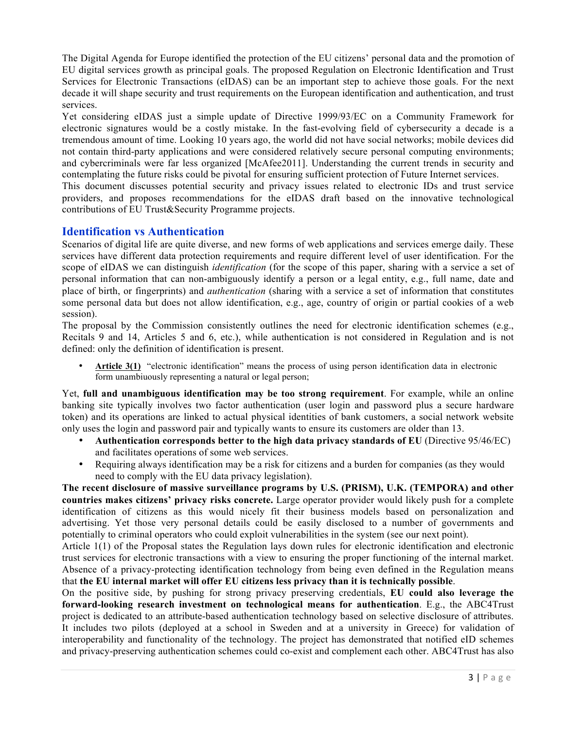The Digital Agenda for Europe identified the protection of the EU citizens' personal data and the promotion of EU digital services growth as principal goals. The proposed Regulation on Electronic Identification and Trust Services for Electronic Transactions (eIDAS) can be an important step to achieve those goals. For the next decade it will shape security and trust requirements on the European identification and authentication, and trust services.

Yet considering eIDAS just a simple update of Directive 1999/93/EC on a Community Framework for electronic signatures would be a costly mistake. In the fast-evolving field of cybersecurity a decade is a tremendous amount of time. Looking 10 years ago, the world did not have social networks; mobile devices did not contain third-party applications and were considered relatively secure personal computing environments; and cybercriminals were far less organized [McAfee2011]. Understanding the current trends in security and contemplating the future risks could be pivotal for ensuring sufficient protection of Future Internet services.

This document discusses potential security and privacy issues related to electronic IDs and trust service providers, and proposes recommendations for the eIDAS draft based on the innovative technological contributions of EU Trust&Security Programme projects.

## Identification vs Authentication

Scenarios of digital life are quite diverse, and new forms of web applications and services emerge daily. These services have different data protection requirements and require different level of user identification. For the scope of eIDAS we can distinguish *identification* (for the scope of this paper, sharing with a service a set of personal information that can non-ambiguously identify a person or a legal entity, e.g., full name, date and place of birth, or fingerprints) and *authentication* (sharing with a service a set of information that constitutes some personal data but does not allow identification, e.g., age, country of origin or partial cookies of a web session).

The proposal by the Commission consistently outlines the need for electronic identification schemes (e.g., Recitals 9 and 14, Articles 5 and 6, etc.), while authentication is not considered in Regulation and is not defined: only the definition of identification is present.

- **Article 3(1)** "electronic identification" means the process of using person identification data in electronic form unambiuously representing a natural or legal person;

Yet, **full and unambiguous identification may be too strong requirement**. For example, while an online banking site typically involves two factor authentication (user login and password plus a secure hardware token) and its operations are linked to actual physical identities of bank customers, a social network website only uses the login and password pair and typically wants to ensure its customers are older than 13.

- **Authentication corresponds better to the high data privacy standards of EU** (Directive 95/46/EC) and facilitates operations of some web services.
- Requiring always identification may be a risk for citizens and a burden for companies (as they would need to comply with the EU data privacy legislation).

**The recent disclosure of massive surveillance programs by U.S. (PRISM), U.K. (TEMPORA) and other countries makes citizens' privacy risks concrete.** Large operator provider would likely push for a complete identification of citizens as this would nicely fit their business models based on personalization and advertising. Yet those very personal details could be easily disclosed to a number of governments and potentially to criminal operators who could exploit vulnerabilities in the system (see our next point).

Article 1(1) of the Proposal states the Regulation lays down rules for electronic identification and electronic trust services for electronic transactions with a view to ensuring the proper functioning of the internal market. Absence of a privacy-protecting identification technology from being even defined in the Regulation means that **the EU internal market will offer EU citizens less privacy than it is technically possible**.

On the positive side, by pushing for strong privacy preserving credentials, **EU could also leverage the forward-looking research investment on technological means for authentication**. E.g., the ABC4Trust project is dedicated to an attribute-based authentication technology based on selective disclosure of attributes. It includes two pilots (deployed at a school in Sweden and at a university in Greece) for validation of interoperability and functionality of the technology. The project has demonstrated that notified eID schemes and privacy-preserving authentication schemes could co-exist and complement each other. ABC4Trust has also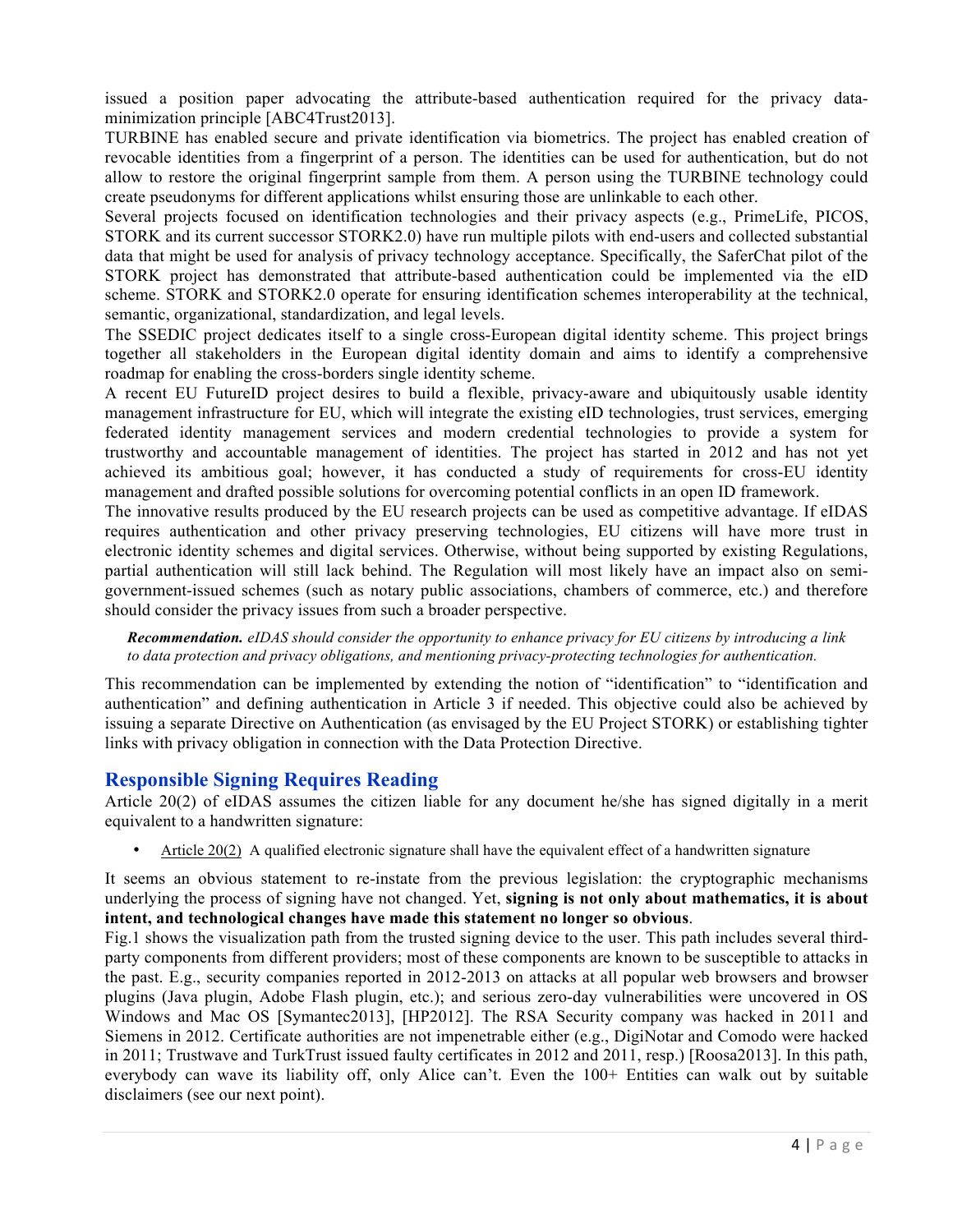issued a position paper advocating the attribute-based authentication required for the privacy data-minimization principle [ABC4Trust2013].

TURBINE has enabled secure and private identification via biometrics. The project has enabled creation of revocable identities from a fingerprint of a person. The identities can be used for authentication, but do not allow to restore the original fingerprint sample from them. A person using the TURBINE technology could create pseudonyms for different applications whilst ensuring those are unlinkable to each other.

Several projects focused on identification technologies and their privacy aspects (e.g., PrimeLife, PICOS, STORK and its current successor STORK2.0) have run multiple pilots with end-users and collected substantial data that might be used for analysis of privacy technology acceptance. Specifically, the SaferChat pilot of the STORK project has demonstrated that attribute-based authentication could be implemented via the eID scheme. STORK and STORK2.0 operate for ensuring identification schemes interoperability at the technical, semantic, organizational, standardization, and legal levels.

The SSEDIC project dedicates itself to a single cross-European digital identity scheme. This project brings together all stakeholders in the European digital identity domain and aims to identify a comprehensive roadmap for enabling the cross-borders single identity scheme.

A recent EU FutureID project desires to build a flexible, privacy-aware and ubiquitously usable identity management infrastructure for EU, which will integrate the existing eID technologies, trust services, emerging federated identity management services and modern credential technologies to provide a system for trustworthy and accountable management of identities. The project has started in 2012 and has not yet achieved its ambitious goal; however, it has conducted a study of requirements for cross-EU identity management and drafted possible solutions for overcoming potential conflicts in an open ID framework.

The innovative results produced by the EU research projects can be used as competitive advantage. If eIDAS requires authentication and other privacy preserving technologies, EU citizens will have more trust in electronic identity schemes and digital services. Otherwise, without being supported by existing Regulations, partial authentication will still lack behind. The Regulation will most likely have an impact also on semi-government-issued schemes (such as notary public associations, chambers of commerce, etc.) and therefore should consider the privacy issues from such a broader perspective.

> ***Recommendation.*** *eIDAS should consider the opportunity to enhance privacy for EU citizens by introducing a link to data protection and privacy obligations, and mentioning privacy-protecting technologies for authentication.*

This recommendation can be implemented by extending the notion of "identification" to "identification and authentication" and defining authentication in Article 3 if needed. This objective could also be achieved by issuing a separate Directive on Authentication (as envisaged by the EU Project STORK) or establishing tighter links with privacy obligation in connection with the Data Protection Directive.

## Responsible Signing Requires Reading

Article 20(2) of eIDAS assumes the citizen liable for any document he/she has signed digitally in a merit equivalent to a handwritten signature:

- Article 20(2) A qualified electronic signature shall have the equivalent effect of a handwritten signature

It seems an obvious statement to re-instate from the previous legislation: the cryptographic mechanisms underlying the process of signing have not changed. Yet, **signing is not only about mathematics, it is about intent, and technological changes have made this statement no longer so obvious**.

Fig.1 shows the visualization path from the trusted signing device to the user. This path includes several third-party components from different providers; most of these components are known to be susceptible to attacks in the past. E.g., security companies reported in 2012-2013 on attacks at all popular web browsers and browser plugins (Java plugin, Adobe Flash plugin, etc.); and serious zero-day vulnerabilities were uncovered in OS Windows and Mac OS [Symantec2013], [HP2012]. The RSA Security company was hacked in 2011 and Siemens in 2012. Certificate authorities are not impenetrable either (e.g., DigiNotar and Comodo were hacked in 2011; Trustwave and TurkTrust issued faulty certificates in 2012 and 2011, resp.) [Roosa2013]. In this path, everybody can wave its liability off, only Alice can't. Even the 100+ Entities can walk out by suitable disclaimers (see our next point).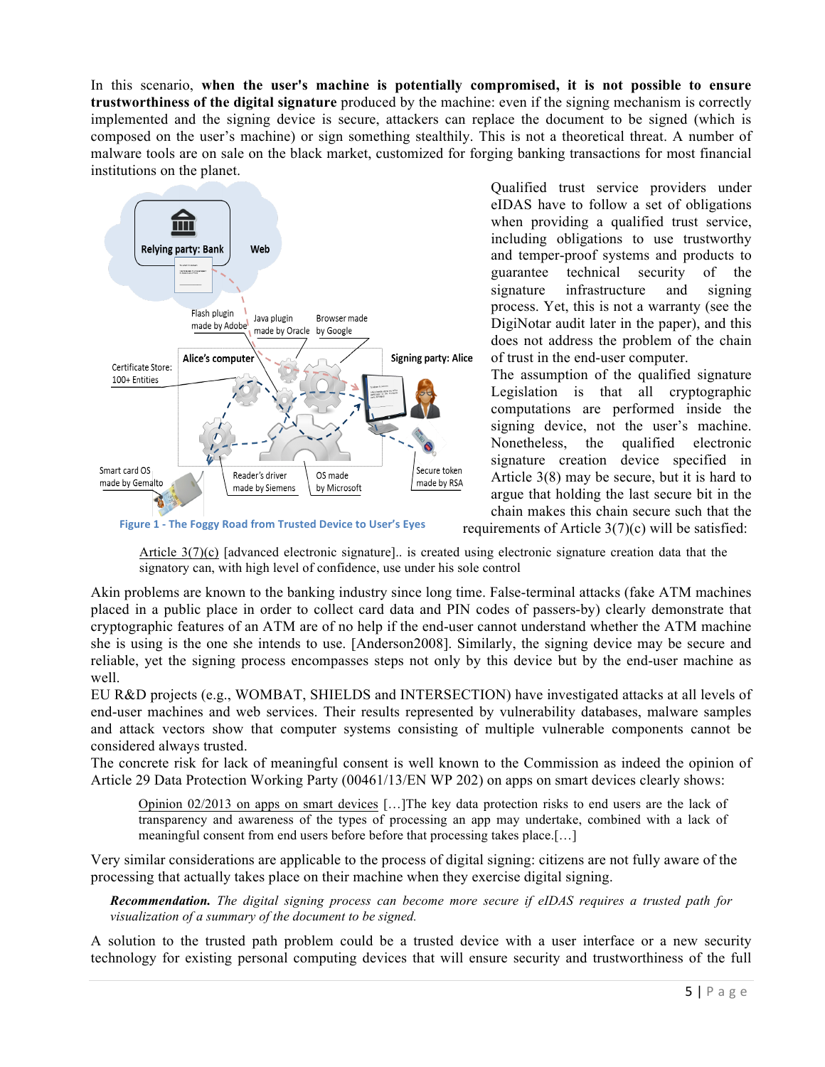In this scenario, **when the user's machine is potentially compromised, it is not possible to ensure trustworthiness of the digital signature** produced by the machine: even if the signing mechanism is correctly implemented and the signing device is secure, attackers can replace the document to be signed (which is composed on the user's machine) or sign something stealthily. This is not a theoretical threat. A number of malware tools are on sale on the black market, customized for forging banking transactions for most financial institutions on the planet.

Figure 1 - The Foggy Road from Trusted Device to User's Eyes

Qualified trust service providers under eIDAS have to follow a set of obligations when providing a qualified trust service, including obligations to use trustworthy and temper-proof systems and products to guarantee technical security of the signature infrastructure and signing process. Yet, this is not a warranty (see the DigiNotar audit later in the paper), and this does not address the problem of the chain of trust in the end-user computer.

The assumption of the qualified signature Legislation is that all cryptographic computations are performed inside the signing device, not the user's machine. Nonetheless, the qualified electronic signature creation device specified in Article 3(8) may be secure, but it is hard to argue that holding the last secure bit in the chain makes this chain secure such that the requirements of Article 3(7)(c) will be satisfied:

> Article 3(7)(c) [advanced electronic signature].. is created using electronic signature creation data that the signatory can, with high level of confidence, use under his sole control

Akin problems are known to the banking industry since long time. False-terminal attacks (fake ATM machines placed in a public place in order to collect card data and PIN codes of passers-by) clearly demonstrate that cryptographic features of an ATM are of no help if the end-user cannot understand whether the ATM machine she is using is the one she intends to use. [Anderson2008]. Similarly, the signing device may be secure and reliable, yet the signing process encompasses steps not only by this device but by the end-user machine as well.

EU R&D projects (e.g., WOMBAT, SHIELDS and INTERSECTION) have investigated attacks at all levels of end-user machines and web services. Their results represented by vulnerability databases, malware samples and attack vectors show that computer systems consisting of multiple vulnerable components cannot be considered always trusted.

The concrete risk for lack of meaningful consent is well known to the Commission as indeed the opinion of Article 29 Data Protection Working Party (00461/13/EN WP 202) on apps on smart devices clearly shows:

> Opinion 02/2013 on apps on smart devices […]The key data protection risks to end users are the lack of transparency and awareness of the types of processing an app may undertake, combined with a lack of meaningful consent from end users before before that processing takes place.[…]

Very similar considerations are applicable to the process of digital signing: citizens are not fully aware of the processing that actually takes place on their machine when they exercise digital signing.

> ***Recommendation.*** *The digital signing process can become more secure if eIDAS requires a trusted path for visualization of a summary of the document to be signed.*

A solution to the trusted path problem could be a trusted device with a user interface or a new security technology for existing personal computing devices that will ensure security and trustworthiness of the full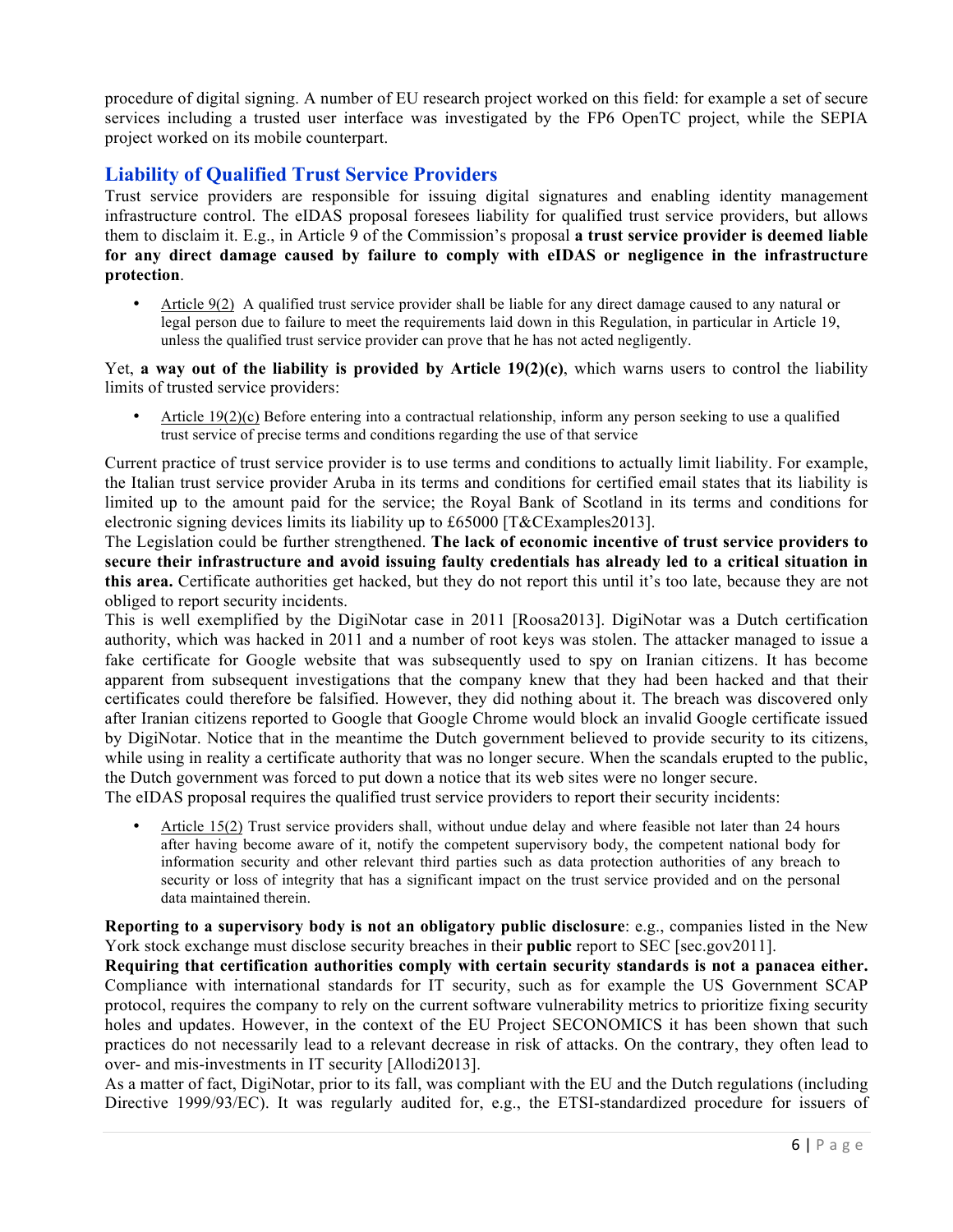procedure of digital signing. A number of EU research project worked on this field: for example a set of secure services including a trusted user interface was investigated by the FP6 OpenTC project, while the SEPIA project worked on its mobile counterpart.

## Liability of Qualified Trust Service Providers

Trust service providers are responsible for issuing digital signatures and enabling identity management infrastructure control. The eIDAS proposal foresees liability for qualified trust service providers, but allows them to disclaim it. E.g., in Article 9 of the Commission's proposal **a trust service provider is deemed liable for any direct damage caused by failure to comply with eIDAS or negligence in the infrastructure protection**.

- Article 9(2) A qualified trust service provider shall be liable for any direct damage caused to any natural or legal person due to failure to meet the requirements laid down in this Regulation, in particular in Article 19, unless the qualified trust service provider can prove that he has not acted negligently.

Yet, **a way out of the liability is provided by Article 19(2)(c)**, which warns users to control the liability limits of trusted service providers:

- Article 19(2)(c) Before entering into a contractual relationship, inform any person seeking to use a qualified trust service of precise terms and conditions regarding the use of that service

Current practice of trust service provider is to use terms and conditions to actually limit liability. For example, the Italian trust service provider Aruba in its terms and conditions for certified email states that its liability is limited up to the amount paid for the service; the Royal Bank of Scotland in its terms and conditions for electronic signing devices limits its liability up to £65000 [T&CExamples2013].

The Legislation could be further strengthened. **The lack of economic incentive of trust service providers to secure their infrastructure and avoid issuing faulty credentials has already led to a critical situation in this area.** Certificate authorities get hacked, but they do not report this until it's too late, because they are not obliged to report security incidents.

This is well exemplified by the DigiNotar case in 2011 [Roosa2013]. DigiNotar was a Dutch certification authority, which was hacked in 2011 and a number of root keys was stolen. The attacker managed to issue a fake certificate for Google website that was subsequently used to spy on Iranian citizens. It has become apparent from subsequent investigations that the company knew that they had been hacked and that their certificates could therefore be falsified. However, they did nothing about it. The breach was discovered only after Iranian citizens reported to Google that Google Chrome would block an invalid Google certificate issued by DigiNotar. Notice that in the meantime the Dutch government believed to provide security to its citizens, while using in reality a certificate authority that was no longer secure. When the scandals erupted to the public, the Dutch government was forced to put down a notice that its web sites were no longer secure.

The eIDAS proposal requires the qualified trust service providers to report their security incidents:

- Article 15(2) Trust service providers shall, without undue delay and where feasible not later than 24 hours after having become aware of it, notify the competent supervisory body, the competent national body for information security and other relevant third parties such as data protection authorities of any breach to security or loss of integrity that has a significant impact on the trust service provided and on the personal data maintained therein.

**Reporting to a supervisory body is not an obligatory public disclosure**: e.g., companies listed in the New York stock exchange must disclose security breaches in their **public** report to SEC [sec.gov2011].

**Requiring that certification authorities comply with certain security standards is not a panacea either.** Compliance with international standards for IT security, such as for example the US Government SCAP protocol, requires the company to rely on the current software vulnerability metrics to prioritize fixing security holes and updates. However, in the context of the EU Project SECONOMICS it has been shown that such practices do not necessarily lead to a relevant decrease in risk of attacks. On the contrary, they often lead to over- and mis-investments in IT security [Allodi2013].

As a matter of fact, DigiNotar, prior to its fall, was compliant with the EU and the Dutch regulations (including Directive 1999/93/EC). It was regularly audited for, e.g., the ETSI-standardized procedure for issuers of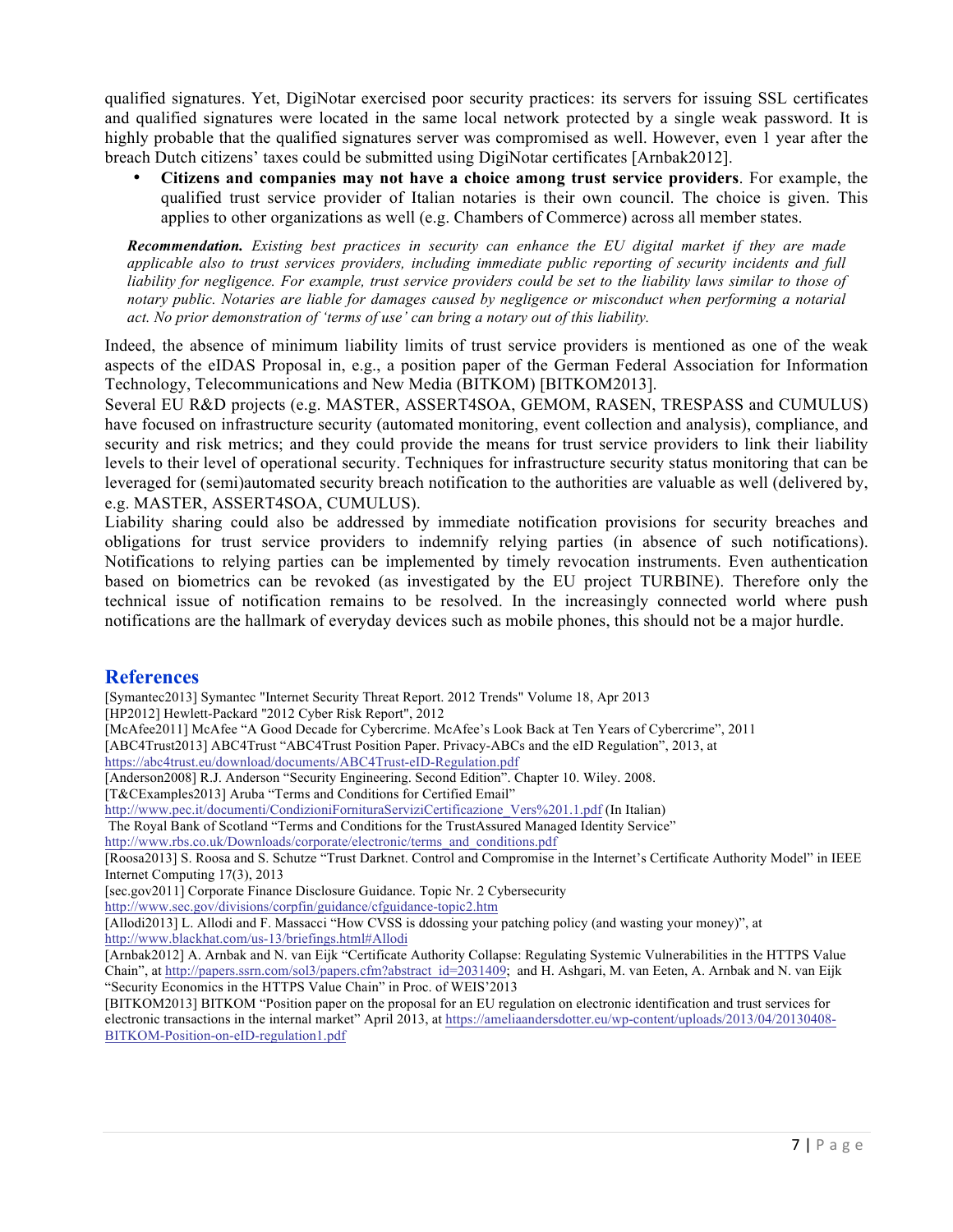qualified signatures. Yet, DigiNotar exercised poor security practices: its servers for issuing SSL certificates and qualified signatures were located in the same local network protected by a single weak password. It is highly probable that the qualified signatures server was compromised as well. However, even 1 year after the breach Dutch citizens' taxes could be submitted using DigiNotar certificates [Arnbak2012].

- **Citizens and companies may not have a choice among trust service providers**. For example, the qualified trust service provider of Italian notaries is their own council. The choice is given. This applies to other organizations as well (e.g. Chambers of Commerce) across all member states.

***Recommendation.*** *Existing best practices in security can enhance the EU digital market if they are made applicable also to trust services providers, including immediate public reporting of security incidents and full liability for negligence. For example, trust service providers could be set to the liability laws similar to those of notary public. Notaries are liable for damages caused by negligence or misconduct when performing a notarial act. No prior demonstration of 'terms of use' can bring a notary out of this liability.*

Indeed, the absence of minimum liability limits of trust service providers is mentioned as one of the weak aspects of the eIDAS Proposal in, e.g., a position paper of the German Federal Association for Information Technology, Telecommunications and New Media (BITKOM) [BITKOM2013].

Several EU R&D projects (e.g. MASTER, ASSERT4SOA, GEMOM, RASEN, TRESPASS and CUMULUS) have focused on infrastructure security (automated monitoring, event collection and analysis), compliance, and security and risk metrics; and they could provide the means for trust service providers to link their liability levels to their level of operational security. Techniques for infrastructure security status monitoring that can be leveraged for (semi)automated security breach notification to the authorities are valuable as well (delivered by, e.g. MASTER, ASSERT4SOA, CUMULUS).

Liability sharing could also be addressed by immediate notification provisions for security breaches and obligations for trust service providers to indemnify relying parties (in absence of such notifications). Notifications to relying parties can be implemented by timely revocation instruments. Even authentication based on biometrics can be revoked (as investigated by the EU project TURBINE). Therefore only the technical issue of notification remains to be resolved. In the increasingly connected world where push notifications are the hallmark of everyday devices such as mobile phones, this should not be a major hurdle.

## References

[Symantec2013] Symantec "Internet Security Threat Report. 2012 Trends" Volume 18, Apr 2013

[HP2012] Hewlett-Packard "2012 Cyber Risk Report", 2012

[McAfee2011] McAfee "A Good Decade for Cybercrime. McAfee's Look Back at Ten Years of Cybercrime", 2011

[ABC4Trust2013] ABC4Trust "ABC4Trust Position Paper. Privacy-ABCs and the eID Regulation", 2013, at https://abc4trust.eu/download/documents/ABC4Trust-eID-Regulation.pdf

[Anderson2008] R.J. Anderson "Security Engineering. Second Edition". Chapter 10. Wiley. 2008.

[T&CExamples2013] Aruba "Terms and Conditions for Certified Email" http://www.pec.it/documenti/CondizioniFornituraServiziCertificazione_Vers%201.1.pdf (In Italian)

The Royal Bank of Scotland "Terms and Conditions for the TrustAssured Managed Identity Service" http://www.rbs.co.uk/Downloads/corporate/electronic/terms_and_conditions.pdf

[Roosa2013] S. Roosa and S. Schutze "Trust Darknet. Control and Compromise in the Internet's Certificate Authority Model" in IEEE Internet Computing 17(3), 2013

[sec.gov2011] Corporate Finance Disclosure Guidance. Topic Nr. 2 Cybersecurity http://www.sec.gov/divisions/corpfin/guidance/cfguidance-topic2.htm

[Allodi2013] L. Allodi and F. Massacci "How CVSS is ddossing your patching policy (and wasting your money)", at http://www.blackhat.com/us-13/briefings.html#Allodi

[Arnbak2012] A. Arnbak and N. van Eijk "Certificate Authority Collapse: Regulating Systemic Vulnerabilities in the HTTPS Value Chain", at http://papers.ssrn.com/sol3/papers.cfm?abstract_id=2031409; and H. Ashgari, M. van Eeten, A. Arnbak and N. van Eijk "Security Economics in the HTTPS Value Chain" in Proc. of WEIS'2013

[BITKOM2013] BITKOM "Position paper on the proposal for an EU regulation on electronic identification and trust services for electronic transactions in the internal market" April 2013, at https://ameliaandersdotter.eu/wp-content/uploads/2013/04/20130408-BITKOM-Position-on-eID-regulation1.pdf